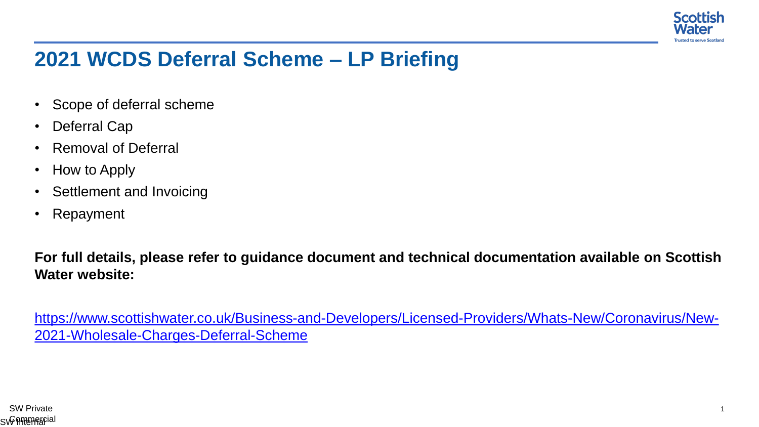# 2021 WCDS Deferral Scheme – LP Briefing

- Scope of deferral scheme
- Deferral Cap
- Removal of Deferral
- How to Apply
- Settlement and Invoicing
- Repayment

**For full details, please refer to guidance document and technical documentation available on Scottish Water website:**

https://www.scottishwater.co.uk/Business-and-Developers/Licensed-Providers/Whats-New/Coronavirus/New-2021-Wholesale-Charges-Deferral-Scheme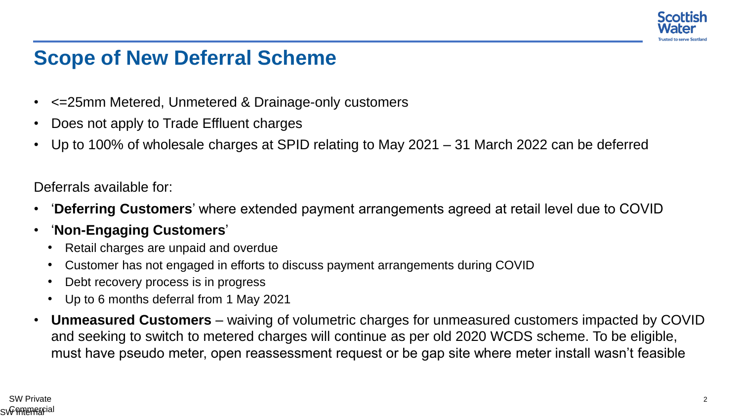# Scope of New Deferral Scheme

- <=25mm Metered, Unmetered & Drainage-only customers
- Does not apply to Trade Effluent charges
- Up to 100% of wholesale charges at SPID relating to May 2021 – 31 March 2022 can be deferred

Deferrals available for:

- '**Deferring Customers**' where extended payment arrangements agreed at retail level due to COVID
- '**Non-Engaging Customers**'
  - Retail charges are unpaid and overdue
  - Customer has not engaged in efforts to discuss payment arrangements during COVID
  - Debt recovery process is in progress
  - Up to 6 months deferral from 1 May 2021
- **Unmeasured Customers** – waiving of volumetric charges for unmeasured customers impacted by COVID and seeking to switch to metered charges will continue as per old 2020 WCDS scheme. To be eligible, must have pseudo meter, open reassessment request or be gap site where meter install wasn't feasible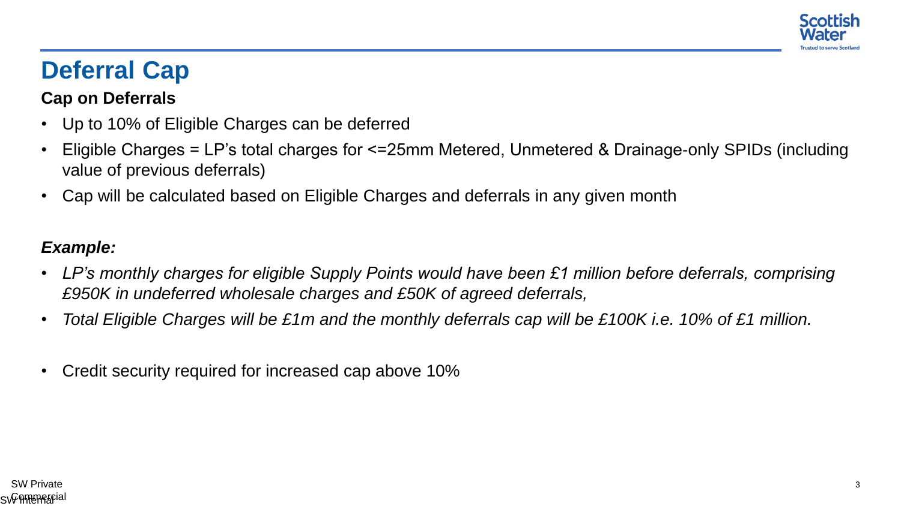# Deferral Cap

**Cap on Deferrals**

- Up to 10% of Eligible Charges can be deferred
- Eligible Charges = LP's total charges for <=25mm Metered, Unmetered & Drainage-only SPIDs (including value of previous deferrals)
- Cap will be calculated based on Eligible Charges and deferrals in any given month

***Example:***

- *LP's monthly charges for eligible Supply Points would have been £1 million before deferrals, comprising £950K in undeferred wholesale charges and £50K of agreed deferrals,*
- *Total Eligible Charges will be £1m and the monthly deferrals cap will be £100K i.e. 10% of £1 million.*

- Credit security required for increased cap above 10%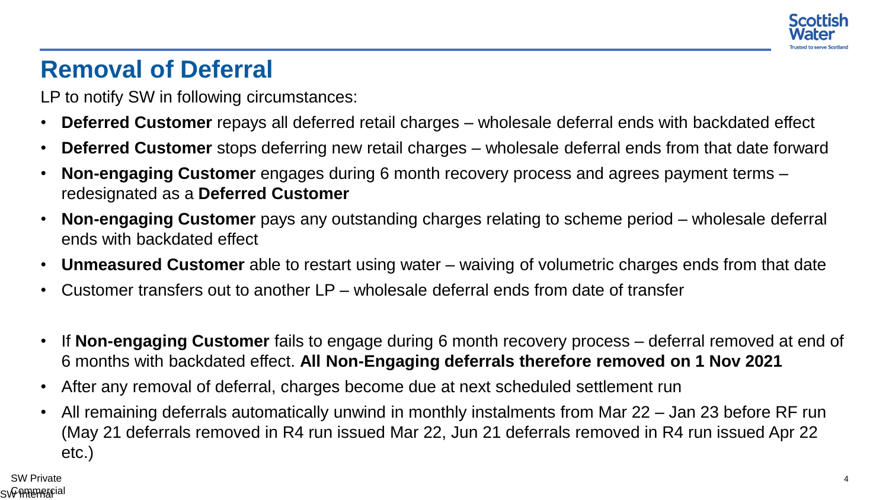# Removal of Deferral

LP to notify SW in following circumstances:

- **Deferred Customer** repays all deferred retail charges – wholesale deferral ends with backdated effect
- **Deferred Customer** stops deferring new retail charges – wholesale deferral ends from that date forward
- **Non-engaging Customer** engages during 6 month recovery process and agrees payment terms – redesignated as a **Deferred Customer**
- **Non-engaging Customer** pays any outstanding charges relating to scheme period – wholesale deferral ends with backdated effect
- **Unmeasured Customer** able to restart using water – waiving of volumetric charges ends from that date
- Customer transfers out to another LP – wholesale deferral ends from date of transfer

- If **Non-engaging Customer** fails to engage during 6 month recovery process – deferral removed at end of 6 months with backdated effect. **All Non-Engaging deferrals therefore removed on 1 Nov 2021**
- After any removal of deferral, charges become due at next scheduled settlement run
- All remaining deferrals automatically unwind in monthly instalments from Mar 22 – Jan 23 before RF run (May 21 deferrals removed in R4 run issued Mar 22, Jun 21 deferrals removed in R4 run issued Apr 22 etc.)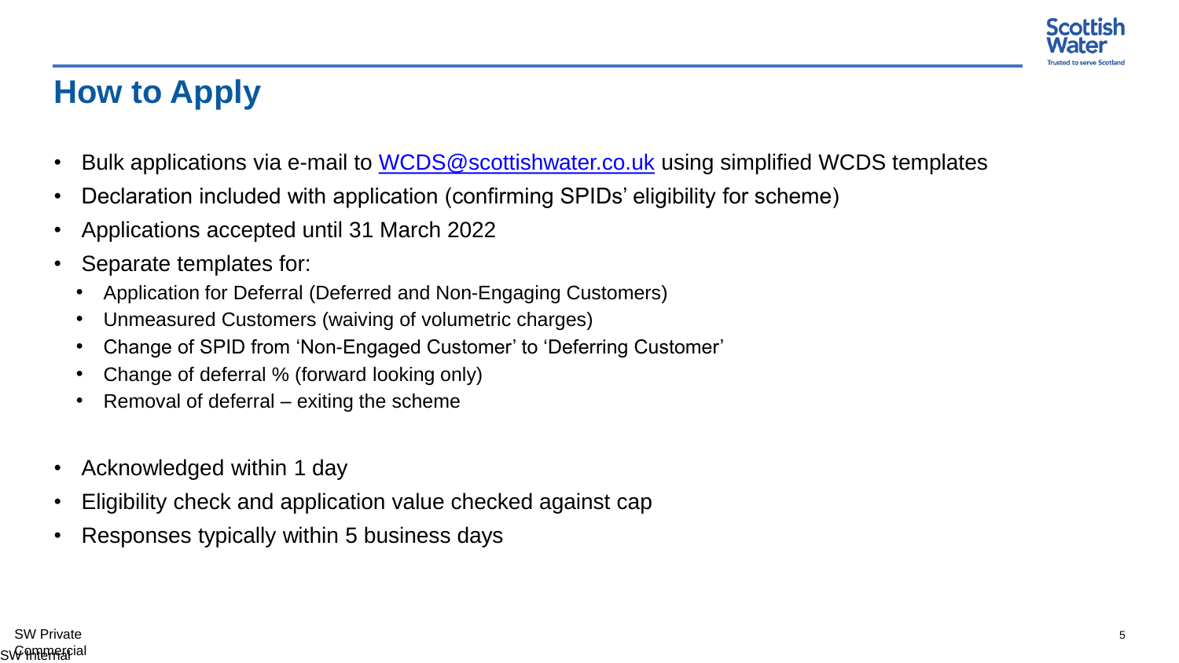## How to Apply

- Bulk applications via e-mail to [WCDS@scottishwater.co.uk](mailto:WCDS@scottishwater.co.uk) using simplified WCDS templates
- Declaration included with application (confirming SPIDs' eligibility for scheme)
- Applications accepted until 31 March 2022
- Separate templates for:
  - Application for Deferral (Deferred and Non-Engaging Customers)
  - Unmeasured Customers (waiving of volumetric charges)
  - Change of SPID from 'Non-Engaged Customer' to 'Deferring Customer'
  - Change of deferral % (forward looking only)
  - Removal of deferral – exiting the scheme

- Acknowledged within 1 day
- Eligibility check and application value checked against cap
- Responses typically within 5 business days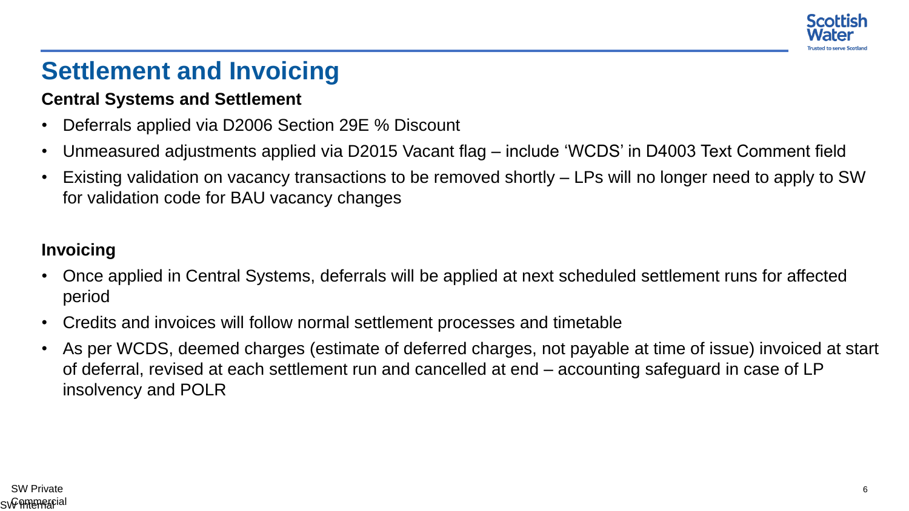# Settlement and Invoicing

### Central Systems and Settlement

- Deferrals applied via D2006 Section 29E % Discount
- Unmeasured adjustments applied via D2015 Vacant flag – include 'WCDS' in D4003 Text Comment field
- Existing validation on vacancy transactions to be removed shortly – LPs will no longer need to apply to SW for validation code for BAU vacancy changes

### Invoicing

- Once applied in Central Systems, deferrals will be applied at next scheduled settlement runs for affected period
- Credits and invoices will follow normal settlement processes and timetable
- As per WCDS, deemed charges (estimate of deferred charges, not payable at time of issue) invoiced at start of deferral, revised at each settlement run and cancelled at end – accounting safeguard in case of LP insolvency and POLR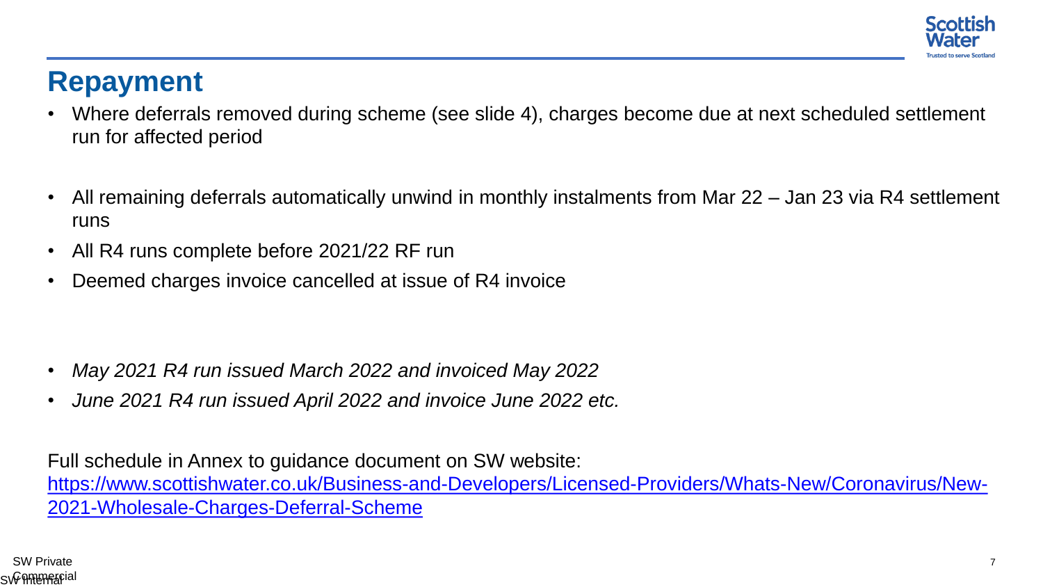# Repayment

- Where deferrals removed during scheme (see slide 4), charges become due at next scheduled settlement run for affected period

- All remaining deferrals automatically unwind in monthly instalments from Mar 22 – Jan 23 via R4 settlement runs
- All R4 runs complete before 2021/22 RF run
- Deemed charges invoice cancelled at issue of R4 invoice

- *May 2021 R4 run issued March 2022 and invoiced May 2022*
- *June 2021 R4 run issued April 2022 and invoice June 2022 etc.*

Full schedule in Annex to guidance document on SW website:
[https://www.scottishwater.co.uk/Business-and-Developers/Licensed-Providers/Whats-New/Coronavirus/New-2021-Wholesale-Charges-Deferral-Scheme](https://www.scottishwater.co.uk/Business-and-Developers/Licensed-Providers/Whats-New/Coronavirus/New-2021-Wholesale-Charges-Deferral-Scheme)